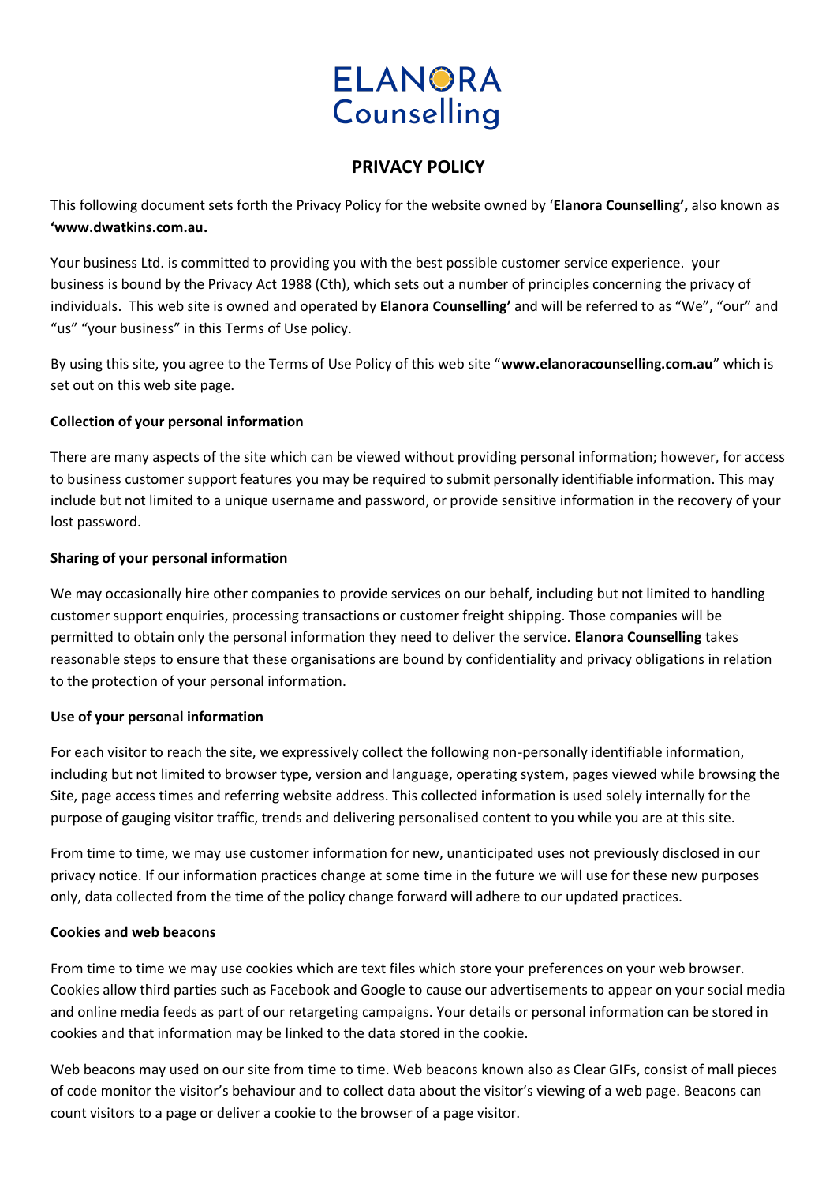ELANORA Counselling

# PRIVACY POLICY

This following document sets forth the Privacy Policy for the website owned by '**Elanora Counselling',** also known as **'www.dwatkins.com.au.**

Your business Ltd. is committed to providing you with the best possible customer service experience. your business is bound by the Privacy Act 1988 (Cth), which sets out a number of principles concerning the privacy of individuals. This web site is owned and operated by **Elanora Counselling'** and will be referred to as "We", "our" and "us" "your business" in this Terms of Use policy.

By using this site, you agree to the Terms of Use Policy of this web site "**www.elanoracounselling.com.au**" which is set out on this web site page.

**Collection of your personal information**

There are many aspects of the site which can be viewed without providing personal information; however, for access to business customer support features you may be required to submit personally identifiable information. This may include but not limited to a unique username and password, or provide sensitive information in the recovery of your lost password.

**Sharing of your personal information**

We may occasionally hire other companies to provide services on our behalf, including but not limited to handling customer support enquiries, processing transactions or customer freight shipping. Those companies will be permitted to obtain only the personal information they need to deliver the service. **Elanora Counselling** takes reasonable steps to ensure that these organisations are bound by confidentiality and privacy obligations in relation to the protection of your personal information.

**Use of your personal information**

For each visitor to reach the site, we expressively collect the following non-personally identifiable information, including but not limited to browser type, version and language, operating system, pages viewed while browsing the Site, page access times and referring website address. This collected information is used solely internally for the purpose of gauging visitor traffic, trends and delivering personalised content to you while you are at this site.

From time to time, we may use customer information for new, unanticipated uses not previously disclosed in our privacy notice. If our information practices change at some time in the future we will use for these new purposes only, data collected from the time of the policy change forward will adhere to our updated practices.

**Cookies and web beacons**

From time to time we may use cookies which are text files which store your preferences on your web browser. Cookies allow third parties such as Facebook and Google to cause our advertisements to appear on your social media and online media feeds as part of our retargeting campaigns. Your details or personal information can be stored in cookies and that information may be linked to the data stored in the cookie.

Web beacons may used on our site from time to time. Web beacons known also as Clear GIFs, consist of mall pieces of code monitor the visitor's behaviour and to collect data about the visitor's viewing of a web page. Beacons can count visitors to a page or deliver a cookie to the browser of a page visitor.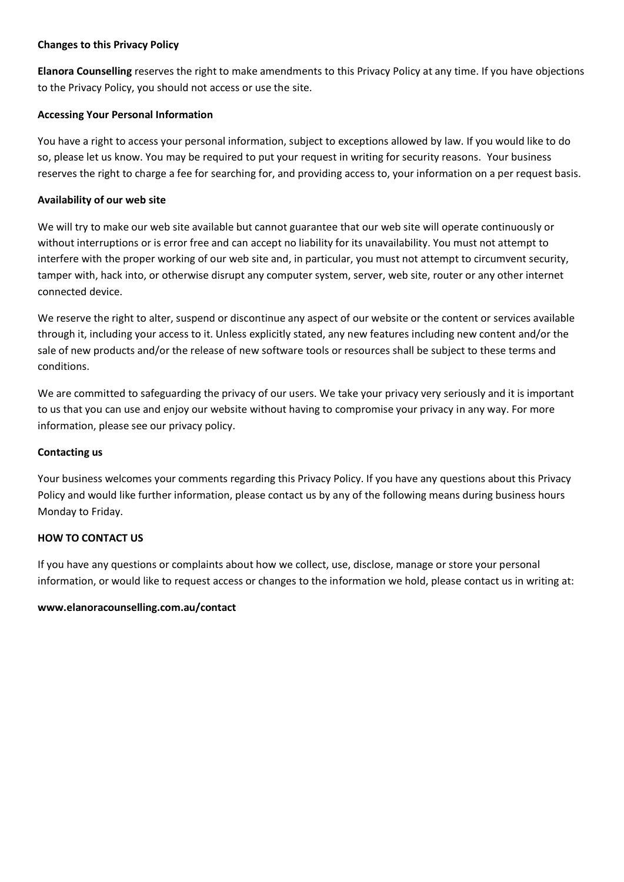**Changes to this Privacy Policy**

**Elanora Counselling** reserves the right to make amendments to this Privacy Policy at any time. If you have objections to the Privacy Policy, you should not access or use the site.

**Accessing Your Personal Information**

You have a right to access your personal information, subject to exceptions allowed by law. If you would like to do so, please let us know. You may be required to put your request in writing for security reasons. Your business reserves the right to charge a fee for searching for, and providing access to, your information on a per request basis.

**Availability of our web site**

We will try to make our web site available but cannot guarantee that our web site will operate continuously or without interruptions or is error free and can accept no liability for its unavailability. You must not attempt to interfere with the proper working of our web site and, in particular, you must not attempt to circumvent security, tamper with, hack into, or otherwise disrupt any computer system, server, web site, router or any other internet connected device.

We reserve the right to alter, suspend or discontinue any aspect of our website or the content or services available through it, including your access to it. Unless explicitly stated, any new features including new content and/or the sale of new products and/or the release of new software tools or resources shall be subject to these terms and conditions.

We are committed to safeguarding the privacy of our users. We take your privacy very seriously and it is important to us that you can use and enjoy our website without having to compromise your privacy in any way. For more information, please see our privacy policy.

**Contacting us**

Your business welcomes your comments regarding this Privacy Policy. If you have any questions about this Privacy Policy and would like further information, please contact us by any of the following means during business hours Monday to Friday.

**HOW TO CONTACT US**

If you have any questions or complaints about how we collect, use, disclose, manage or store your personal information, or would like to request access or changes to the information we hold, please contact us in writing at:

**www.elanoracounselling.com.au/contact**